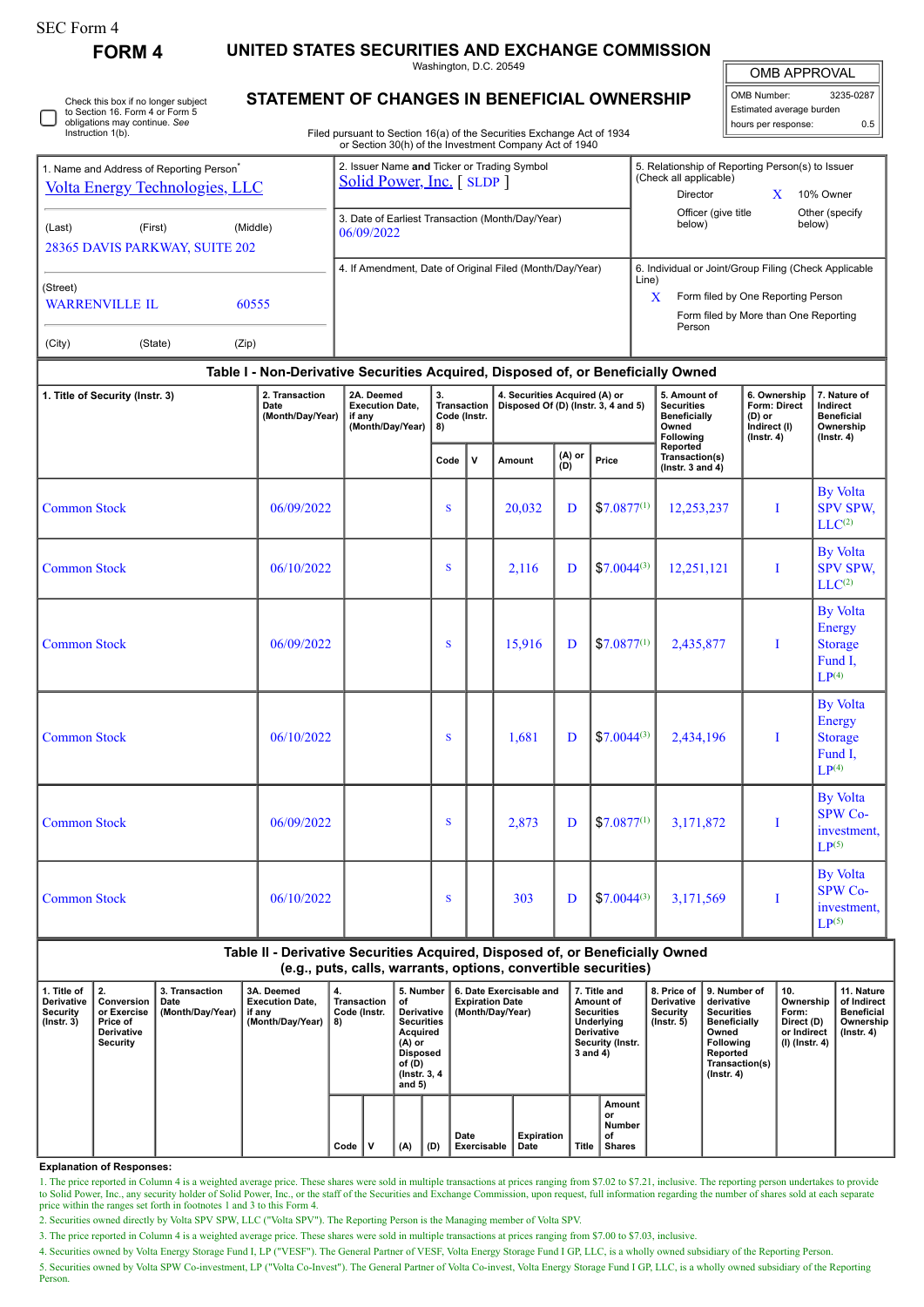SEC Form 4

**FORM 4**

# UNITED STATES SECURITIES AND EXCHANGE COMMISSION

Washington, D.C. 20549

## STATEMENT OF CHANGES IN BENEFICIAL OWNERSHIP

Filed pursuant to Section 16(a) of the Securities Exchange Act of 1934 or Section 30(h) of the Investment Company Act of 1940

| OMB APPROVAL | |
|---|---|
| OMB Number: | 3235-0287 |
| Estimated average burden | |
| hours per response: | 0.5 |

☐ Check this box if no longer subject to Section 16. Form 4 or Form 5 obligations may continue. *See* Instruction 1(b).

1. Name and Address of Reporting Person*
Volta Energy Technologies, LLC

(Last) (First) (Middle)
28365 DAVIS PARKWAY, SUITE 202

(Street)
WARRENVILLE IL 60555

(City) (State) (Zip)

2. Issuer Name **and** Ticker or Trading Symbol
Solid Power, Inc. [ SLDP ]

3. Date of Earliest Transaction (Month/Day/Year)
06/09/2022

4. If Amendment, Date of Original Filed (Month/Day/Year)

5. Relationship of Reporting Person(s) to Issuer (Check all applicable)
Director
X 10% Owner
Officer (give title below)
Other (specify below)

6. Individual or Joint/Group Filing (Check Applicable Line)
X Form filed by One Reporting Person
Form filed by More than One Reporting Person

### Table I - Non-Derivative Securities Acquired, Disposed of, or Beneficially Owned

| 1. Title of Security (Instr. 3) | 2. Transaction Date (Month/Day/Year) | 2A. Deemed Execution Date, if any (Month/Day/Year) | 3. Transaction Code (Instr. 8) | | 4. Securities Acquired (A) or Disposed Of (D) (Instr. 3, 4 and 5) | | | 5. Amount of Securities Beneficially Owned Following Reported Transaction(s) (Instr. 3 and 4) | 6. Ownership Form: Direct (D) or Indirect (I) (Instr. 4) | 7. Nature of Indirect Beneficial Ownership (Instr. 4) |
|---|---|---|---|---|---|---|---|---|---|---|
| | | | Code | V | Amount | (A) or (D) | Price | | | |
| Common Stock | 06/09/2022 | | S | | 20,032 | D | $7.0877[1] | 12,253,237 | I | By Volta SPV SPW, LLC[2] |
| Common Stock | 06/10/2022 | | S | | 2,116 | D | $7.0044[3] | 12,251,121 | I | By Volta SPV SPW, LLC[2] |
| Common Stock | 06/09/2022 | | S | | 15,916 | D | $7.0877[1] | 2,435,877 | I | By Volta Energy Storage Fund I, LP[4] |
| Common Stock | 06/10/2022 | | S | | 1,681 | D | $7.0044[3] | 2,434,196 | I | By Volta Energy Storage Fund I, LP[4] |
| Common Stock | 06/09/2022 | | S | | 2,873 | D | $7.0877[1] | 3,171,872 | I | By Volta SPW Co-investment, LP[5] |
| Common Stock | 06/10/2022 | | S | | 303 | D | $7.0044[3] | 3,171,569 | I | By Volta SPW Co-investment, LP[5] |

### Table II - Derivative Securities Acquired, Disposed of, or Beneficially Owned (e.g., puts, calls, warrants, options, convertible securities)

| 1. Title of Derivative Security (Instr. 3) | 2. Conversion or Exercise Price of Derivative Security | 3. Transaction Date (Month/Day/Year) | 3A. Deemed Execution Date, if any (Month/Day/Year) | 4. Transaction Code (Instr. 8) | | 5. Number of Derivative Securities Acquired (A) or Disposed of (D) (Instr. 3, 4 and 5) | | 6. Date Exercisable and Expiration Date (Month/Day/Year) | | 7. Title and Amount of Securities Underlying Derivative Security (Instr. 3 and 4) | | 8. Price of Derivative Security (Instr. 5) | 9. Number of derivative Securities Beneficially Owned Following Reported Transaction(s) (Instr. 4) | 10. Ownership Form: Direct (D) or Indirect (I) (Instr. 4) | 11. Nature of Indirect Beneficial Ownership (Instr. 4) |
|---|---|---|---|---|---|---|---|---|---|---|---|---|---|---|---|
| | | | | Code | V | (A) | (D) | Date Exercisable | Expiration Date | Title | Amount or Number of Shares | | | | |

**Explanation of Responses:**

1. The price reported in Column 4 is a weighted average price. These shares were sold in multiple transactions at prices ranging from $7.02 to $7.21, inclusive. The reporting person undertakes to provide to Solid Power, Inc., any security holder of Solid Power, Inc., or the staff of the Securities and Exchange Commission, upon request, full information regarding the number of shares sold at each separate price within the ranges set forth in footnotes 1 and 3 to this Form 4.

2. Securities owned directly by Volta SPV SPW, LLC ("Volta SPV"). The Reporting Person is the Managing member of Volta SPV.

3. The price reported in Column 4 is a weighted average price. These shares were sold in multiple transactions at prices ranging from $7.00 to $7.03, inclusive.

4. Securities owned by Volta Energy Storage Fund I, LP ("VESF"). The General Partner of VESF, Volta Energy Storage Fund I GP, LLC, is a wholly owned subsidiary of the Reporting Person.

5. Securities owned by Volta SPW Co-investment, LP ("Volta Co-Invest"). The General Partner of Volta Co-invest, Volta Energy Storage Fund I GP, LLC, is a wholly owned subsidiary of the Reporting Person.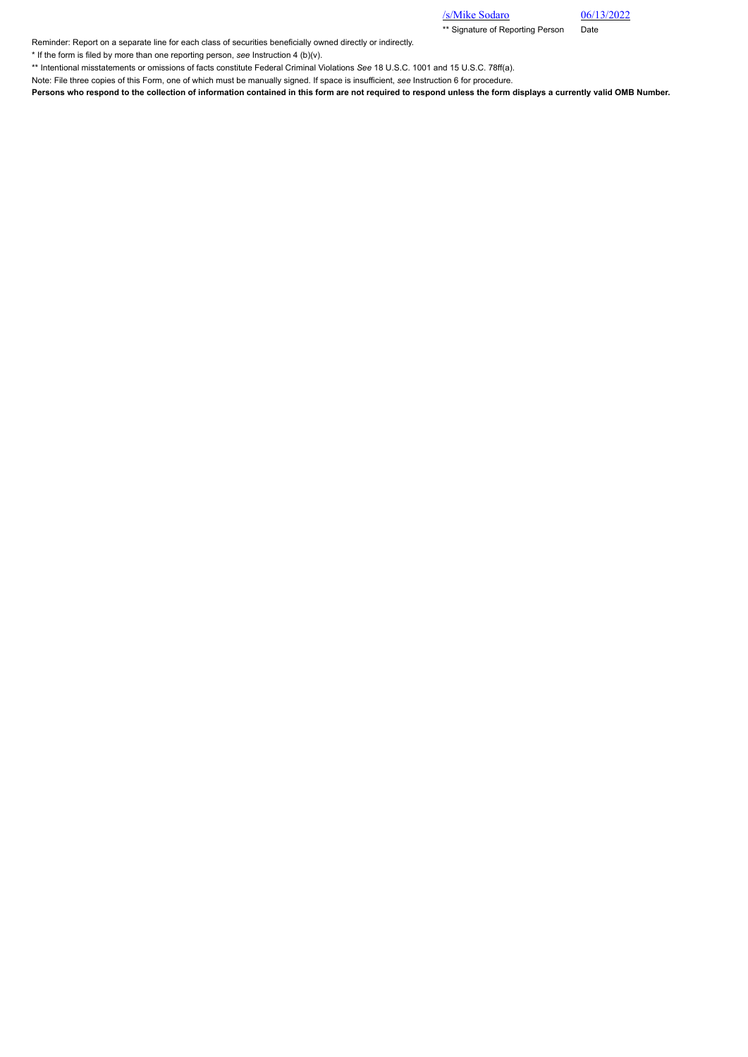| /s/Mike Sodaro | 06/13/2022 |
| --- | --- |
| ** Signature of Reporting Person | Date |

Reminder: Report on a separate line for each class of securities beneficially owned directly or indirectly.

* If the form is filed by more than one reporting person, *see* Instruction 4 (b)(v).

** Intentional misstatements or omissions of facts constitute Federal Criminal Violations *See* 18 U.S.C. 1001 and 15 U.S.C. 78ff(a).

Note: File three copies of this Form, one of which must be manually signed. If space is insufficient, *see* Instruction 6 for procedure.

**Persons who respond to the collection of information contained in this form are not required to respond unless the form displays a currently valid OMB Number.**